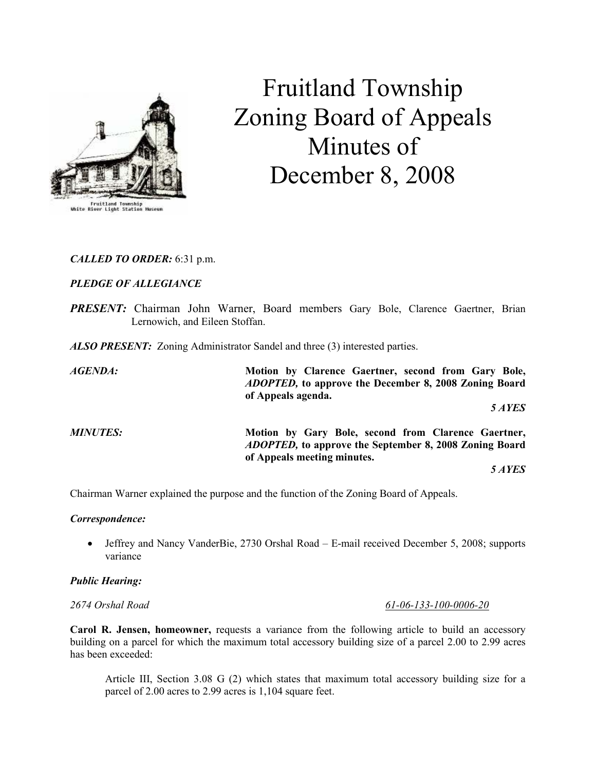# Fruitland Township Zoning Board of Appeals Minutes of December 8, 2008

***CALLED TO ORDER:*** 6:31 p.m.

***PLEDGE OF ALLEGIANCE***

***PRESENT:*** Chairman John Warner, Board members Gary Bole, Clarence Gaertner, Brian Lernowich, and Eileen Stoffan.

***ALSO PRESENT:*** Zoning Administrator Sandel and three (3) interested parties.

***AGENDA:*** **Motion by Clarence Gaertner, second from Gary Bole, *ADOPTED,* to approve the December 8, 2008 Zoning Board of Appeals agenda.**

***5 AYES***

***MINUTES:*** **Motion by Gary Bole, second from Clarence Gaertner, *ADOPTED,* to approve the September 8, 2008 Zoning Board of Appeals meeting minutes.**

***5 AYES***

Chairman Warner explained the purpose and the function of the Zoning Board of Appeals.

***Correspondence:***

- Jeffrey and Nancy VanderBie, 2730 Orshal Road – E-mail received December 5, 2008; supports variance

***Public Hearing:***

*2674 Orshal Road* *61-06-133-100-0006-20*

**Carol R. Jensen, homeowner,** requests a variance from the following article to build an accessory building on a parcel for which the maximum total accessory building size of a parcel 2.00 to 2.99 acres has been exceeded:

> Article III, Section 3.08 G (2) which states that maximum total accessory building size for a parcel of 2.00 acres to 2.99 acres is 1,104 square feet.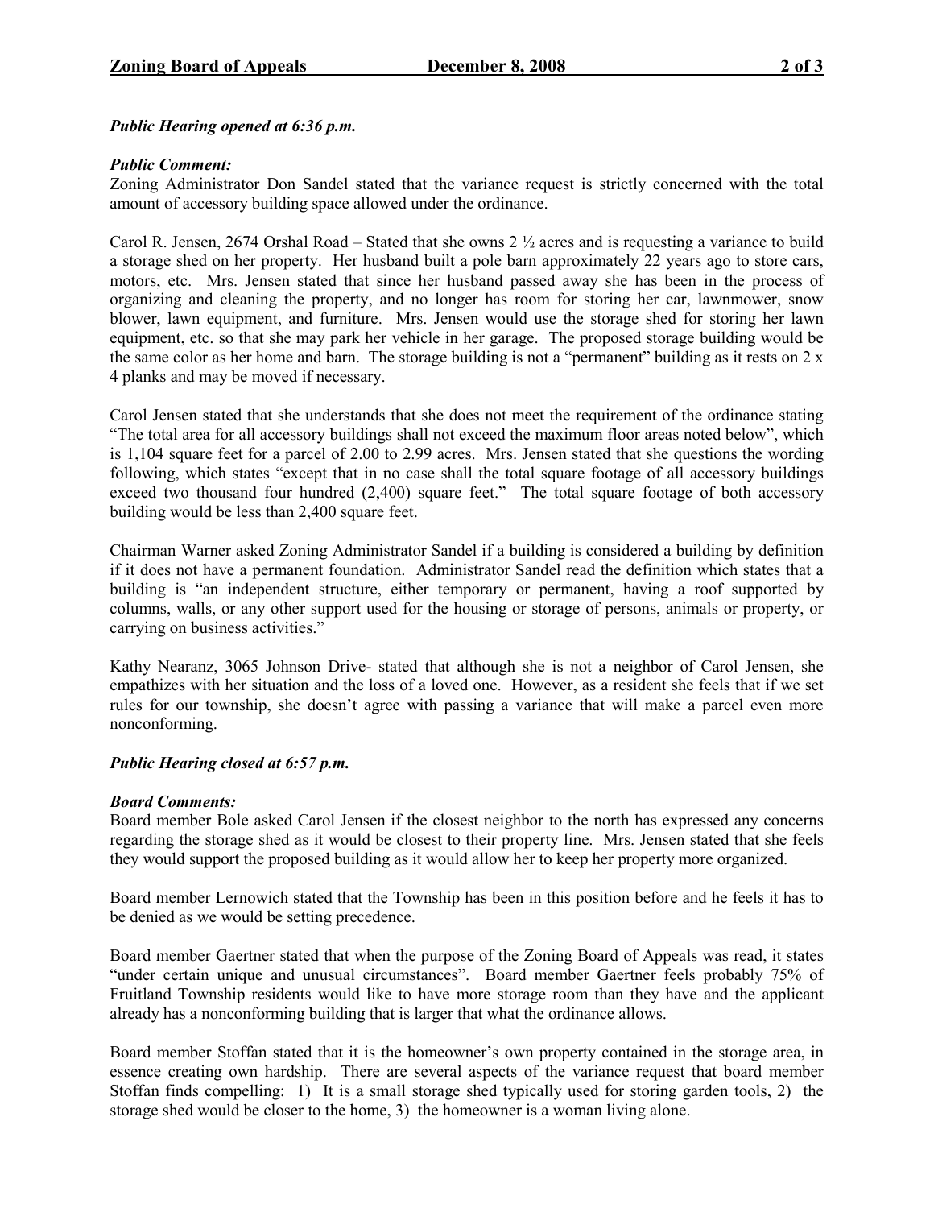***Public Hearing opened at 6:36 p.m.***

***Public Comment:***
Zoning Administrator Don Sandel stated that the variance request is strictly concerned with the total amount of accessory building space allowed under the ordinance.

Carol R. Jensen, 2674 Orshal Road – Stated that she owns 2 ½ acres and is requesting a variance to build a storage shed on her property. Her husband built a pole barn approximately 22 years ago to store cars, motors, etc. Mrs. Jensen stated that since her husband passed away she has been in the process of organizing and cleaning the property, and no longer has room for storing her car, lawnmower, snow blower, lawn equipment, and furniture. Mrs. Jensen would use the storage shed for storing her lawn equipment, etc. so that she may park her vehicle in her garage. The proposed storage building would be the same color as her home and barn. The storage building is not a "permanent" building as it rests on 2 x 4 planks and may be moved if necessary.

Carol Jensen stated that she understands that she does not meet the requirement of the ordinance stating "The total area for all accessory buildings shall not exceed the maximum floor areas noted below", which is 1,104 square feet for a parcel of 2.00 to 2.99 acres. Mrs. Jensen stated that she questions the wording following, which states "except that in no case shall the total square footage of all accessory buildings exceed two thousand four hundred (2,400) square feet." The total square footage of both accessory building would be less than 2,400 square feet.

Chairman Warner asked Zoning Administrator Sandel if a building is considered a building by definition if it does not have a permanent foundation. Administrator Sandel read the definition which states that a building is "an independent structure, either temporary or permanent, having a roof supported by columns, walls, or any other support used for the housing or storage of persons, animals or property, or carrying on business activities."

Kathy Nearanz, 3065 Johnson Drive- stated that although she is not a neighbor of Carol Jensen, she empathizes with her situation and the loss of a loved one. However, as a resident she feels that if we set rules for our township, she doesn't agree with passing a variance that will make a parcel even more nonconforming.

***Public Hearing closed at 6:57 p.m.***

***Board Comments:***
Board member Bole asked Carol Jensen if the closest neighbor to the north has expressed any concerns regarding the storage shed as it would be closest to their property line. Mrs. Jensen stated that she feels they would support the proposed building as it would allow her to keep her property more organized.

Board member Lernowich stated that the Township has been in this position before and he feels it has to be denied as we would be setting precedence.

Board member Gaertner stated that when the purpose of the Zoning Board of Appeals was read, it states "under certain unique and unusual circumstances". Board member Gaertner feels probably 75% of Fruitland Township residents would like to have more storage room than they have and the applicant already has a nonconforming building that is larger that what the ordinance allows.

Board member Stoffan stated that it is the homeowner's own property contained in the storage area, in essence creating own hardship. There are several aspects of the variance request that board member Stoffan finds compelling: 1) It is a small storage shed typically used for storing garden tools, 2) the storage shed would be closer to the home, 3) the homeowner is a woman living alone.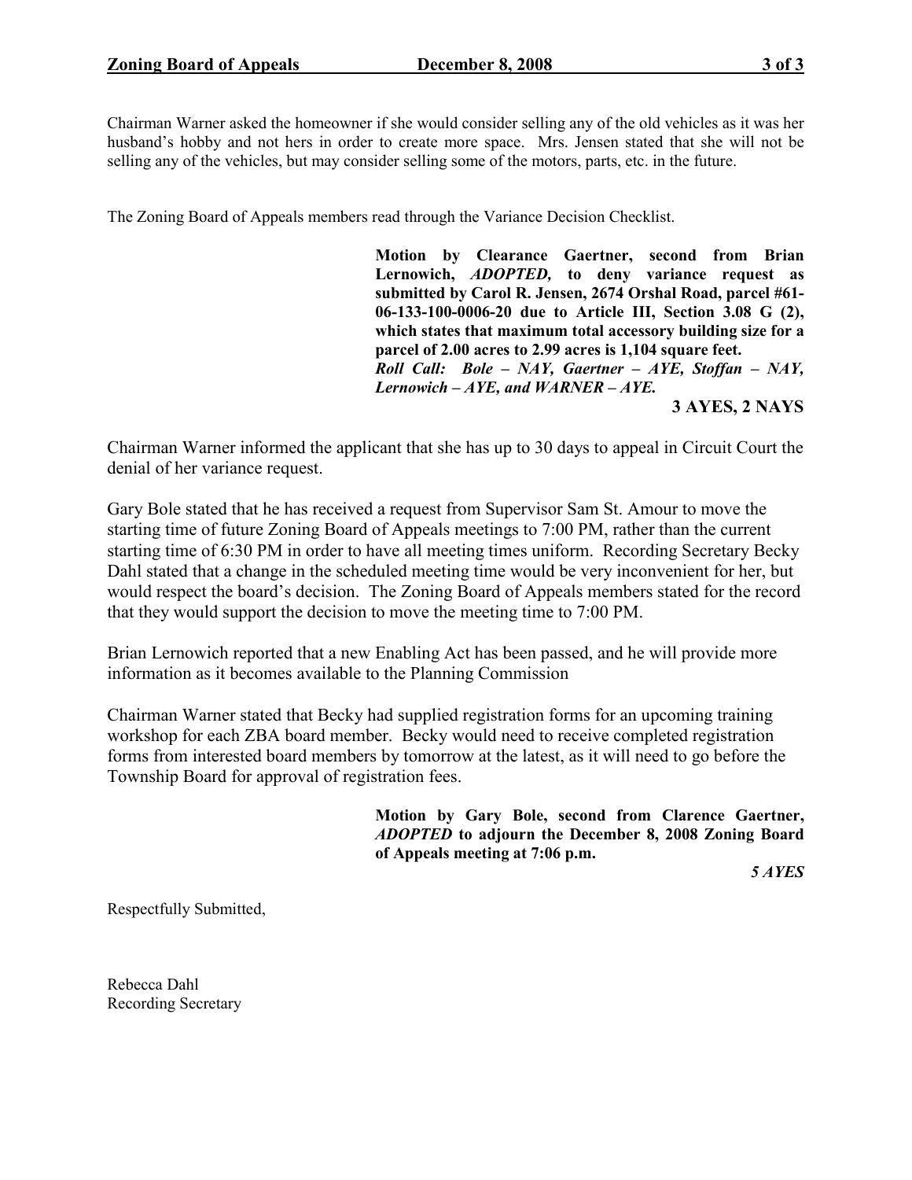Chairman Warner asked the homeowner if she would consider selling any of the old vehicles as it was her husband's hobby and not hers in order to create more space. Mrs. Jensen stated that she will not be selling any of the vehicles, but may consider selling some of the motors, parts, etc. in the future.

The Zoning Board of Appeals members read through the Variance Decision Checklist.

**Motion by Clearance Gaertner, second from Brian Lernowich, *ADOPTED,* to deny variance request as submitted by Carol R. Jensen, 2674 Orshal Road, parcel #61-06-133-100-0006-20 due to Article III, Section 3.08 G (2), which states that maximum total accessory building size for a parcel of 2.00 acres to 2.99 acres is 1,104 square feet.**
***Roll Call: Bole – NAY, Gaertner – AYE, Stoffan – NAY, Lernowich – AYE, and WARNER – AYE.***

**3 AYES, 2 NAYS**

Chairman Warner informed the applicant that she has up to 30 days to appeal in Circuit Court the denial of her variance request.

Gary Bole stated that he has received a request from Supervisor Sam St. Amour to move the starting time of future Zoning Board of Appeals meetings to 7:00 PM, rather than the current starting time of 6:30 PM in order to have all meeting times uniform. Recording Secretary Becky Dahl stated that a change in the scheduled meeting time would be very inconvenient for her, but would respect the board's decision. The Zoning Board of Appeals members stated for the record that they would support the decision to move the meeting time to 7:00 PM.

Brian Lernowich reported that a new Enabling Act has been passed, and he will provide more information as it becomes available to the Planning Commission

Chairman Warner stated that Becky had supplied registration forms for an upcoming training workshop for each ZBA board member. Becky would need to receive completed registration forms from interested board members by tomorrow at the latest, as it will need to go before the Township Board for approval of registration fees.

**Motion by Gary Bole, second from Clarence Gaertner, *ADOPTED* to adjourn the December 8, 2008 Zoning Board of Appeals meeting at 7:06 p.m.**

***5 AYES***

Respectfully Submitted,

Rebecca Dahl
Recording Secretary